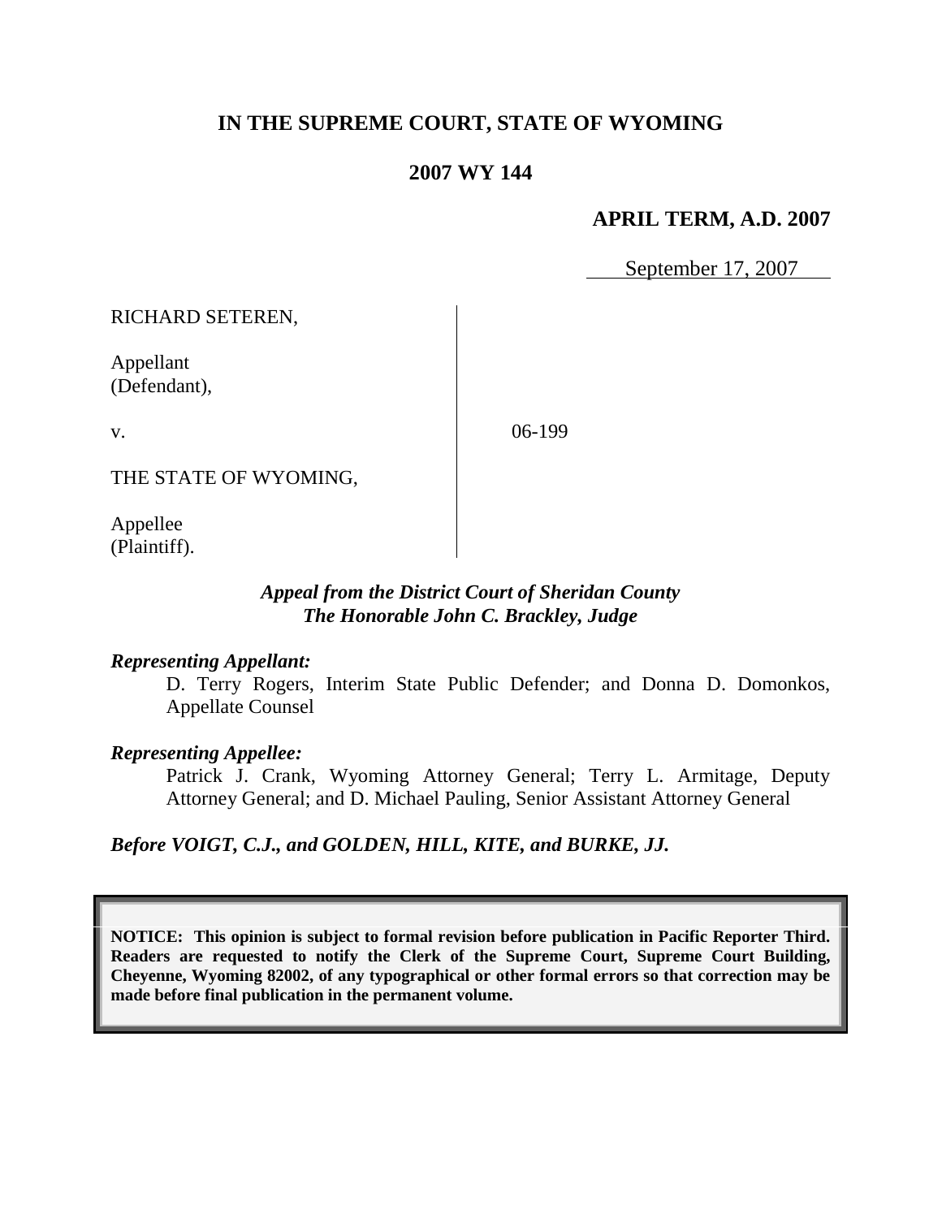# IN THE SUPREME COURT, STATE OF WYOMING

## 2007 WY 144

**APRIL TERM, A.D. 2007**

September 17, 2007

RICHARD SETEREN,

Appellant
(Defendant),

v.

06-199

THE STATE OF WYOMING,

Appellee
(Plaintiff).

***Appeal from the District Court of Sheridan County***
***The Honorable John C. Brackley, Judge***

***Representing Appellant:***

D. Terry Rogers, Interim State Public Defender; and Donna D. Domonkos, Appellate Counsel

***Representing Appellee:***

Patrick J. Crank, Wyoming Attorney General; Terry L. Armitage, Deputy Attorney General; and D. Michael Pauling, Senior Assistant Attorney General

***Before VOIGT, C.J., and GOLDEN, HILL, KITE, and BURKE, JJ.***

**NOTICE: This opinion is subject to formal revision before publication in Pacific Reporter Third. Readers are requested to notify the Clerk of the Supreme Court, Supreme Court Building, Cheyenne, Wyoming 82002, of any typographical or other formal errors so that correction may be made before final publication in the permanent volume.**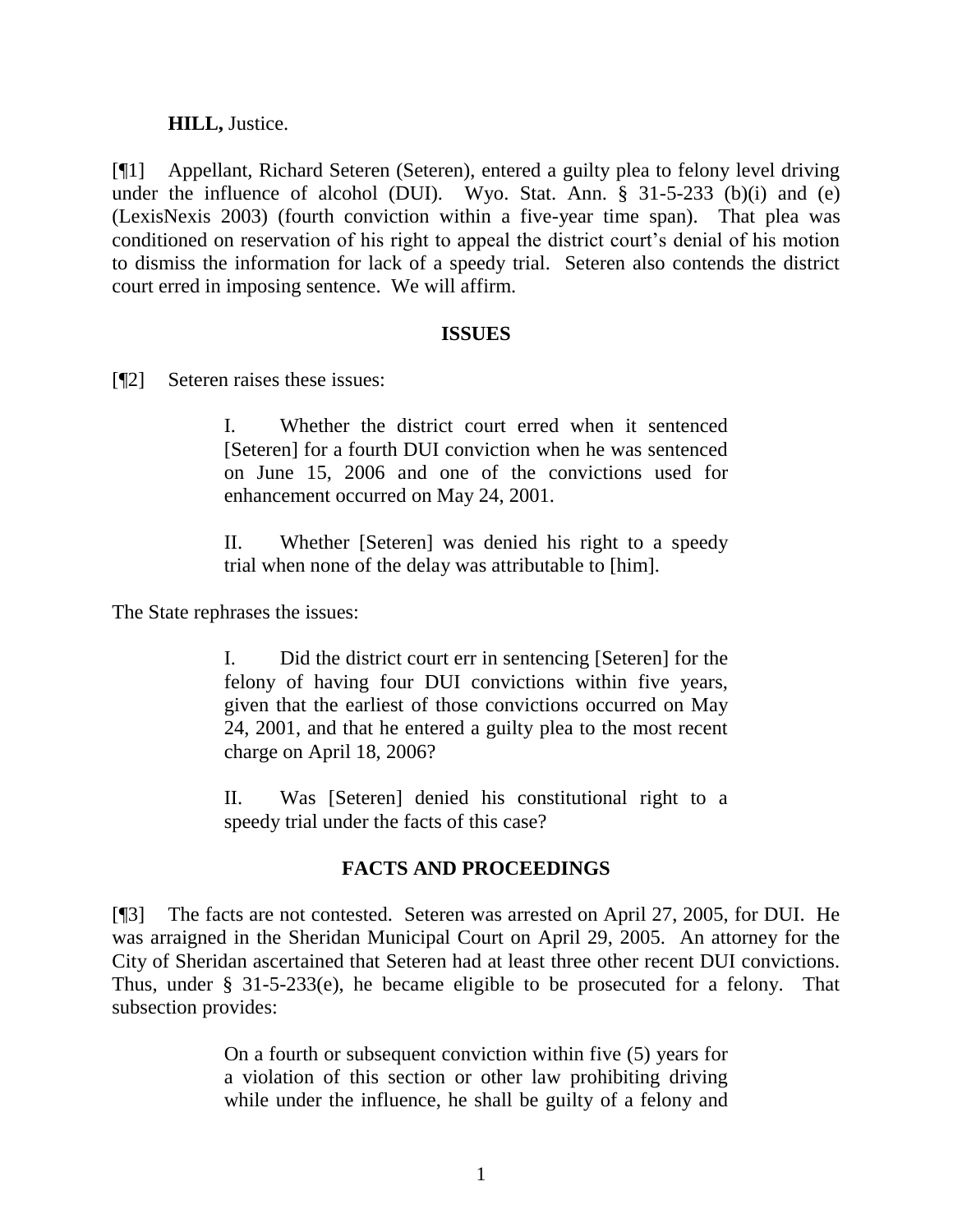**HILL,** Justice.

[¶1] Appellant, Richard Seteren (Seteren), entered a guilty plea to felony level driving under the influence of alcohol (DUI). Wyo. Stat. Ann. § 31-5-233 (b)(i) and (e) (LexisNexis 2003) (fourth conviction within a five-year time span). That plea was conditioned on reservation of his right to appeal the district court's denial of his motion to dismiss the information for lack of a speedy trial. Seteren also contends the district court erred in imposing sentence. We will affirm.

## ISSUES

[¶2] Seteren raises these issues:

> I. Whether the district court erred when it sentenced [Seteren] for a fourth DUI conviction when he was sentenced on June 15, 2006 and one of the convictions used for enhancement occurred on May 24, 2001.
>
> II. Whether [Seteren] was denied his right to a speedy trial when none of the delay was attributable to [him].

The State rephrases the issues:

> I. Did the district court err in sentencing [Seteren] for the felony of having four DUI convictions within five years, given that the earliest of those convictions occurred on May 24, 2001, and that he entered a guilty plea to the most recent charge on April 18, 2006?
>
> II. Was [Seteren] denied his constitutional right to a speedy trial under the facts of this case?

## FACTS AND PROCEEDINGS

[¶3] The facts are not contested. Seteren was arrested on April 27, 2005, for DUI. He was arraigned in the Sheridan Municipal Court on April 29, 2005. An attorney for the City of Sheridan ascertained that Seteren had at least three other recent DUI convictions. Thus, under § 31-5-233(e), he became eligible to be prosecuted for a felony. That subsection provides:

> On a fourth or subsequent conviction within five (5) years for a violation of this section or other law prohibiting driving while under the influence, he shall be guilty of a felony and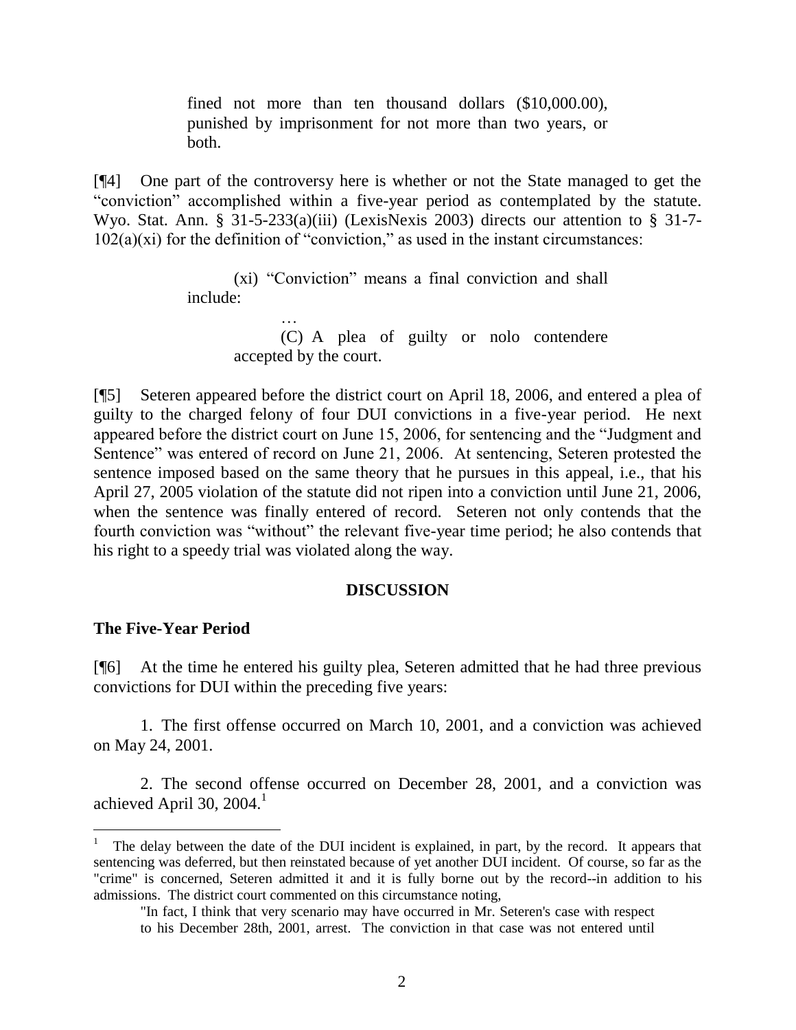> fined not more than ten thousand dollars ($10,000.00), punished by imprisonment for not more than two years, or both.

[¶4] One part of the controversy here is whether or not the State managed to get the "conviction" accomplished within a five-year period as contemplated by the statute. Wyo. Stat. Ann. § 31-5-233(a)(iii) (LexisNexis 2003) directs our attention to § 31-7-102(a)(xi) for the definition of "conviction," as used in the instant circumstances:

> (xi) "Conviction" means a final conviction and shall include:
>
> …
>
> (C) A plea of guilty or nolo contendere accepted by the court.

[¶5] Seteren appeared before the district court on April 18, 2006, and entered a plea of guilty to the charged felony of four DUI convictions in a five-year period. He next appeared before the district court on June 15, 2006, for sentencing and the "Judgment and Sentence" was entered of record on June 21, 2006. At sentencing, Seteren protested the sentence imposed based on the same theory that he pursues in this appeal, i.e., that his April 27, 2005 violation of the statute did not ripen into a conviction until June 21, 2006, when the sentence was finally entered of record. Seteren not only contends that the fourth conviction was "without" the relevant five-year time period; he also contends that his right to a speedy trial was violated along the way.

## DISCUSSION

### The Five-Year Period

[¶6] At the time he entered his guilty plea, Seteren admitted that he had three previous convictions for DUI within the preceding five years:

1. The first offense occurred on March 10, 2001, and a conviction was achieved on May 24, 2001.

2. The second offense occurred on December 28, 2001, and a conviction was achieved April 30, 2004.[1]

---

[1] The delay between the date of the DUI incident is explained, in part, by the record. It appears that sentencing was deferred, but then reinstated because of yet another DUI incident. Of course, so far as the "crime" is concerned, Seteren admitted it and it is fully borne out by the record--in addition to his admissions. The district court commented on this circumstance noting,

> "In fact, I think that very scenario may have occurred in Mr. Seteren's case with respect to his December 28th, 2001, arrest. The conviction in that case was not entered until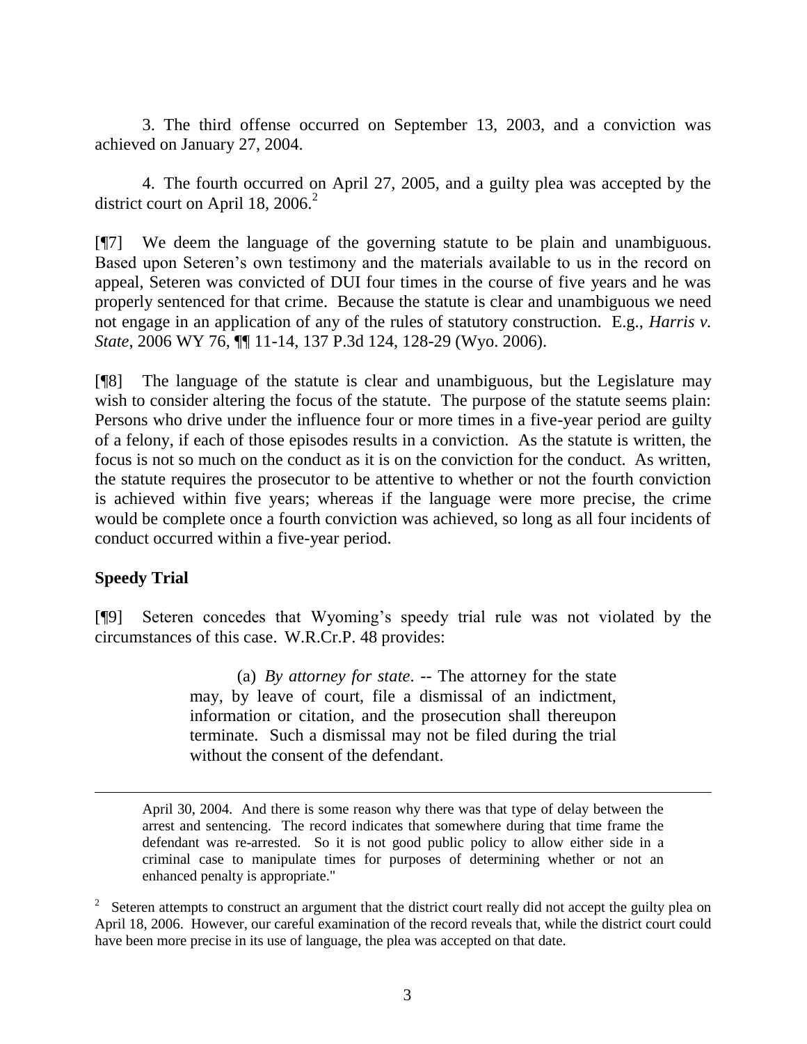3. The third offense occurred on September 13, 2003, and a conviction was achieved on January 27, 2004.

4. The fourth occurred on April 27, 2005, and a guilty plea was accepted by the district court on April 18, 2006.[2]

[¶7] We deem the language of the governing statute to be plain and unambiguous. Based upon Seteren's own testimony and the materials available to us in the record on appeal, Seteren was convicted of DUI four times in the course of five years and he was properly sentenced for that crime. Because the statute is clear and unambiguous we need not engage in an application of any of the rules of statutory construction. E.g., *Harris v. State*, 2006 WY 76, ¶¶ 11-14, 137 P.3d 124, 128-29 (Wyo. 2006).

[¶8] The language of the statute is clear and unambiguous, but the Legislature may wish to consider altering the focus of the statute. The purpose of the statute seems plain: Persons who drive under the influence four or more times in a five-year period are guilty of a felony, if each of those episodes results in a conviction. As the statute is written, the focus is not so much on the conduct as it is on the conviction for the conduct. As written, the statute requires the prosecutor to be attentive to whether or not the fourth conviction is achieved within five years; whereas if the language were more precise, the crime would be complete once a fourth conviction was achieved, so long as all four incidents of conduct occurred within a five-year period.

## Speedy Trial

[¶9] Seteren concedes that Wyoming's speedy trial rule was not violated by the circumstances of this case. W.R.Cr.P. 48 provides:

> (a) *By attorney for state*. -- The attorney for the state may, by leave of court, file a dismissal of an indictment, information or citation, and the prosecution shall thereupon terminate. Such a dismissal may not be filed during the trial without the consent of the defendant.

---

April 30, 2004. And there is some reason why there was that type of delay between the arrest and sentencing. The record indicates that somewhere during that time frame the defendant was re-arrested. So it is not good public policy to allow either side in a criminal case to manipulate times for purposes of determining whether or not an enhanced penalty is appropriate."

[2] Seteren attempts to construct an argument that the district court really did not accept the guilty plea on April 18, 2006. However, our careful examination of the record reveals that, while the district court could have been more precise in its use of language, the plea was accepted on that date.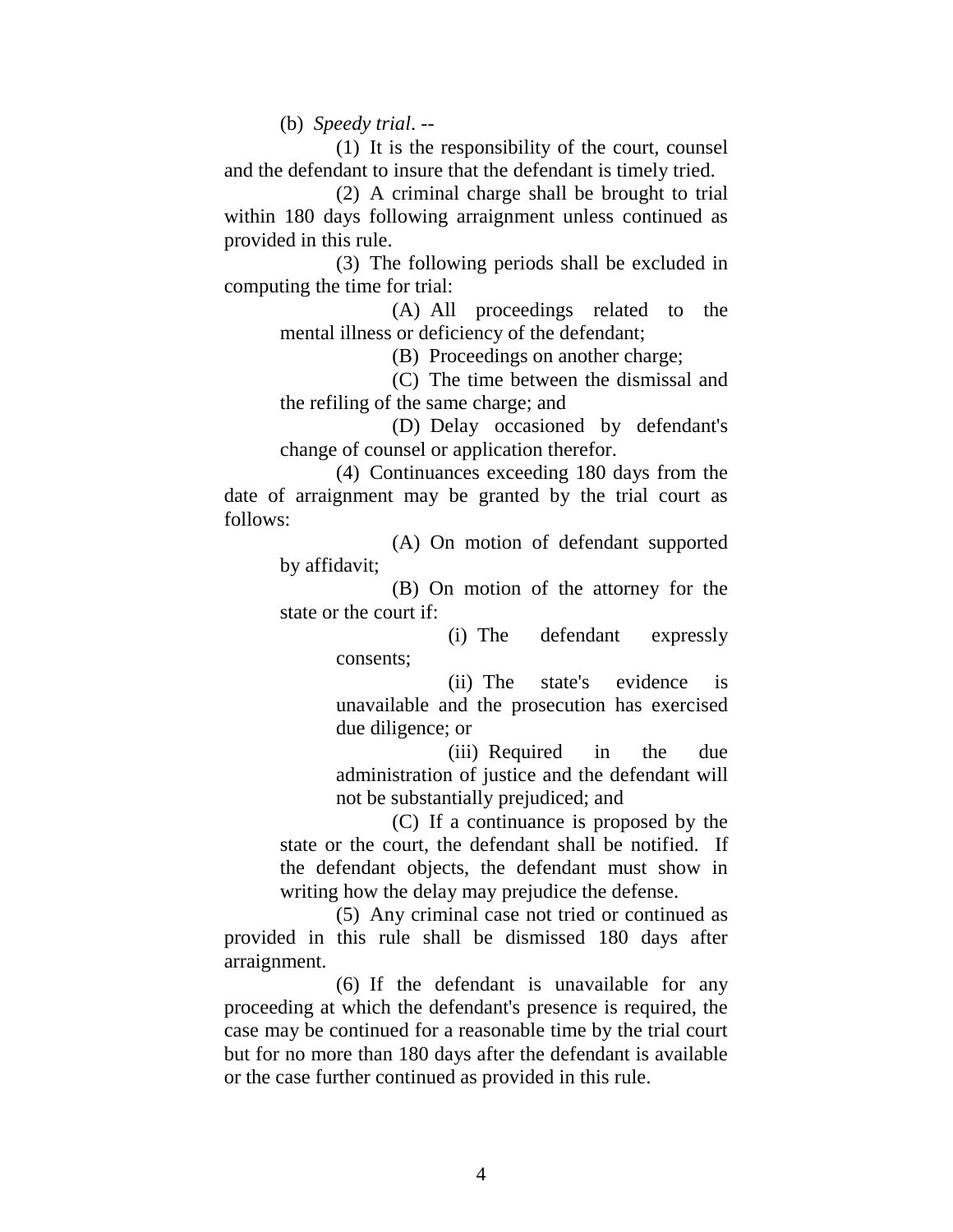(b) *Speedy trial*. --

(1) It is the responsibility of the court, counsel and the defendant to insure that the defendant is timely tried.

(2) A criminal charge shall be brought to trial within 180 days following arraignment unless continued as provided in this rule.

(3) The following periods shall be excluded in computing the time for trial:

(A) All proceedings related to the mental illness or deficiency of the defendant;

(B) Proceedings on another charge;

(C) The time between the dismissal and the refiling of the same charge; and

(D) Delay occasioned by defendant's change of counsel or application therefor.

(4) Continuances exceeding 180 days from the date of arraignment may be granted by the trial court as follows:

(A) On motion of defendant supported by affidavit;

(B) On motion of the attorney for the state or the court if:

(i) The defendant expressly consents;

(ii) The state's evidence is unavailable and the prosecution has exercised due diligence; or

(iii) Required in the due administration of justice and the defendant will not be substantially prejudiced; and

(C) If a continuance is proposed by the state or the court, the defendant shall be notified. If the defendant objects, the defendant must show in writing how the delay may prejudice the defense.

(5) Any criminal case not tried or continued as provided in this rule shall be dismissed 180 days after arraignment.

(6) If the defendant is unavailable for any proceeding at which the defendant's presence is required, the case may be continued for a reasonable time by the trial court but for no more than 180 days after the defendant is available or the case further continued as provided in this rule.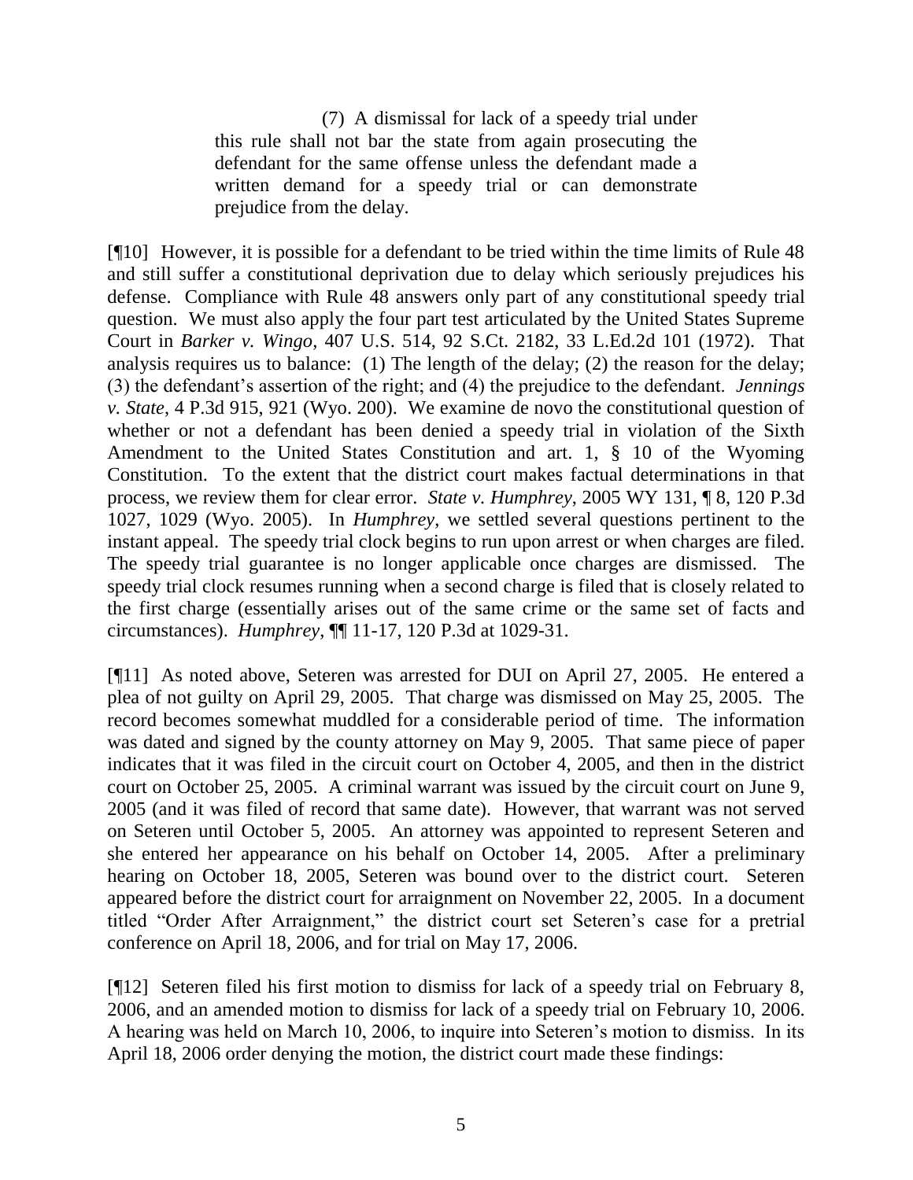> (7) A dismissal for lack of a speedy trial under this rule shall not bar the state from again prosecuting the defendant for the same offense unless the defendant made a written demand for a speedy trial or can demonstrate prejudice from the delay.

[¶10] However, it is possible for a defendant to be tried within the time limits of Rule 48 and still suffer a constitutional deprivation due to delay which seriously prejudices his defense. Compliance with Rule 48 answers only part of any constitutional speedy trial question. We must also apply the four part test articulated by the United States Supreme Court in *Barker v. Wingo*, 407 U.S. 514, 92 S.Ct. 2182, 33 L.Ed.2d 101 (1972). That analysis requires us to balance: (1) The length of the delay; (2) the reason for the delay; (3) the defendant's assertion of the right; and (4) the prejudice to the defendant. *Jennings v. State*, 4 P.3d 915, 921 (Wyo. 200). We examine de novo the constitutional question of whether or not a defendant has been denied a speedy trial in violation of the Sixth Amendment to the United States Constitution and art. 1, § 10 of the Wyoming Constitution. To the extent that the district court makes factual determinations in that process, we review them for clear error. *State v. Humphrey*, 2005 WY 131, ¶ 8, 120 P.3d 1027, 1029 (Wyo. 2005). In *Humphrey*, we settled several questions pertinent to the instant appeal. The speedy trial clock begins to run upon arrest or when charges are filed. The speedy trial guarantee is no longer applicable once charges are dismissed. The speedy trial clock resumes running when a second charge is filed that is closely related to the first charge (essentially arises out of the same crime or the same set of facts and circumstances). *Humphrey*, ¶¶ 11-17, 120 P.3d at 1029-31.

[¶11] As noted above, Seteren was arrested for DUI on April 27, 2005. He entered a plea of not guilty on April 29, 2005. That charge was dismissed on May 25, 2005. The record becomes somewhat muddled for a considerable period of time. The information was dated and signed by the county attorney on May 9, 2005. That same piece of paper indicates that it was filed in the circuit court on October 4, 2005, and then in the district court on October 25, 2005. A criminal warrant was issued by the circuit court on June 9, 2005 (and it was filed of record that same date). However, that warrant was not served on Seteren until October 5, 2005. An attorney was appointed to represent Seteren and she entered her appearance on his behalf on October 14, 2005. After a preliminary hearing on October 18, 2005, Seteren was bound over to the district court. Seteren appeared before the district court for arraignment on November 22, 2005. In a document titled "Order After Arraignment," the district court set Seteren's case for a pretrial conference on April 18, 2006, and for trial on May 17, 2006.

[¶12] Seteren filed his first motion to dismiss for lack of a speedy trial on February 8, 2006, and an amended motion to dismiss for lack of a speedy trial on February 10, 2006. A hearing was held on March 10, 2006, to inquire into Seteren's motion to dismiss. In its April 18, 2006 order denying the motion, the district court made these findings: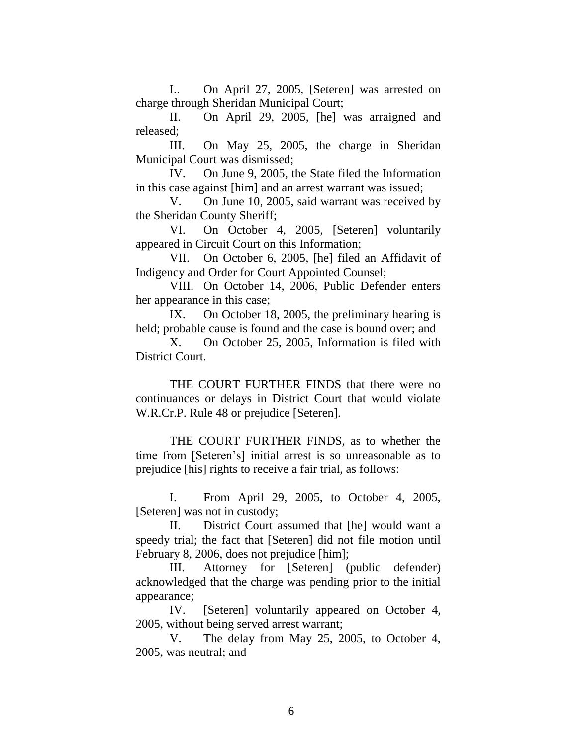I.. On April 27, 2005, [Seteren] was arrested on charge through Sheridan Municipal Court;

II. On April 29, 2005, [he] was arraigned and released;

III. On May 25, 2005, the charge in Sheridan Municipal Court was dismissed;

IV. On June 9, 2005, the State filed the Information in this case against [him] and an arrest warrant was issued;

V. On June 10, 2005, said warrant was received by the Sheridan County Sheriff;

VI. On October 4, 2005, [Seteren] voluntarily appeared in Circuit Court on this Information;

VII. On October 6, 2005, [he] filed an Affidavit of Indigency and Order for Court Appointed Counsel;

VIII. On October 14, 2006, Public Defender enters her appearance in this case;

IX. On October 18, 2005, the preliminary hearing is held; probable cause is found and the case is bound over; and

X. On October 25, 2005, Information is filed with District Court.

THE COURT FURTHER FINDS that there were no continuances or delays in District Court that would violate W.R.Cr.P. Rule 48 or prejudice [Seteren].

THE COURT FURTHER FINDS, as to whether the time from [Seteren's] initial arrest is so unreasonable as to prejudice [his] rights to receive a fair trial, as follows:

I. From April 29, 2005, to October 4, 2005, [Seteren] was not in custody;

II. District Court assumed that [he] would want a speedy trial; the fact that [Seteren] did not file motion until February 8, 2006, does not prejudice [him];

III. Attorney for [Seteren] (public defender) acknowledged that the charge was pending prior to the initial appearance;

IV. [Seteren] voluntarily appeared on October 4, 2005, without being served arrest warrant;

V. The delay from May 25, 2005, to October 4, 2005, was neutral; and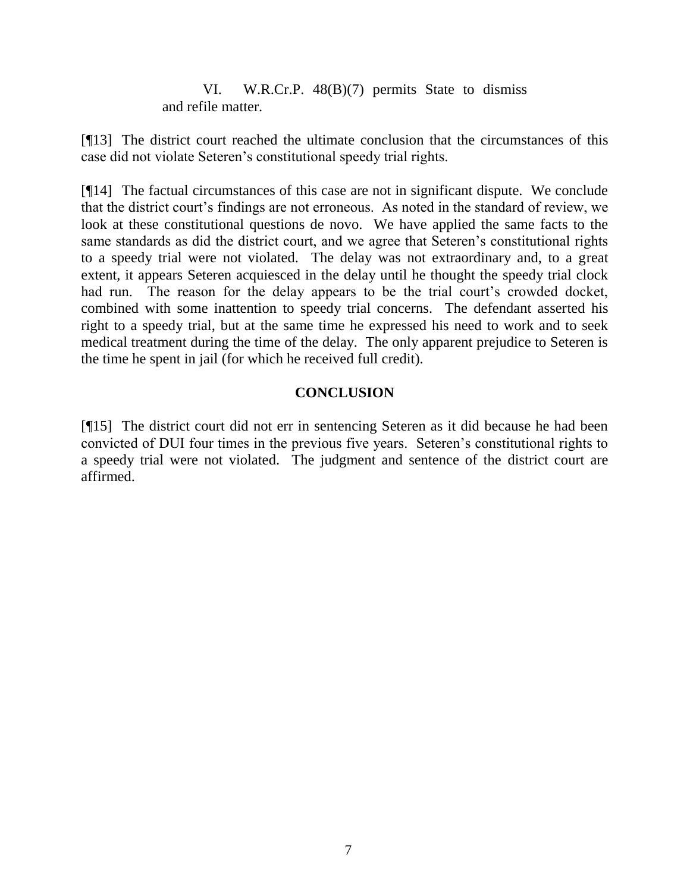VI. W.R.Cr.P. 48(B)(7) permits State to dismiss and refile matter.

[¶13] The district court reached the ultimate conclusion that the circumstances of this case did not violate Seteren's constitutional speedy trial rights.

[¶14] The factual circumstances of this case are not in significant dispute. We conclude that the district court's findings are not erroneous. As noted in the standard of review, we look at these constitutional questions de novo. We have applied the same facts to the same standards as did the district court, and we agree that Seteren's constitutional rights to a speedy trial were not violated. The delay was not extraordinary and, to a great extent, it appears Seteren acquiesced in the delay until he thought the speedy trial clock had run. The reason for the delay appears to be the trial court's crowded docket, combined with some inattention to speedy trial concerns. The defendant asserted his right to a speedy trial, but at the same time he expressed his need to work and to seek medical treatment during the time of the delay. The only apparent prejudice to Seteren is the time he spent in jail (for which he received full credit).

## CONCLUSION

[¶15] The district court did not err in sentencing Seteren as it did because he had been convicted of DUI four times in the previous five years. Seteren's constitutional rights to a speedy trial were not violated. The judgment and sentence of the district court are affirmed.